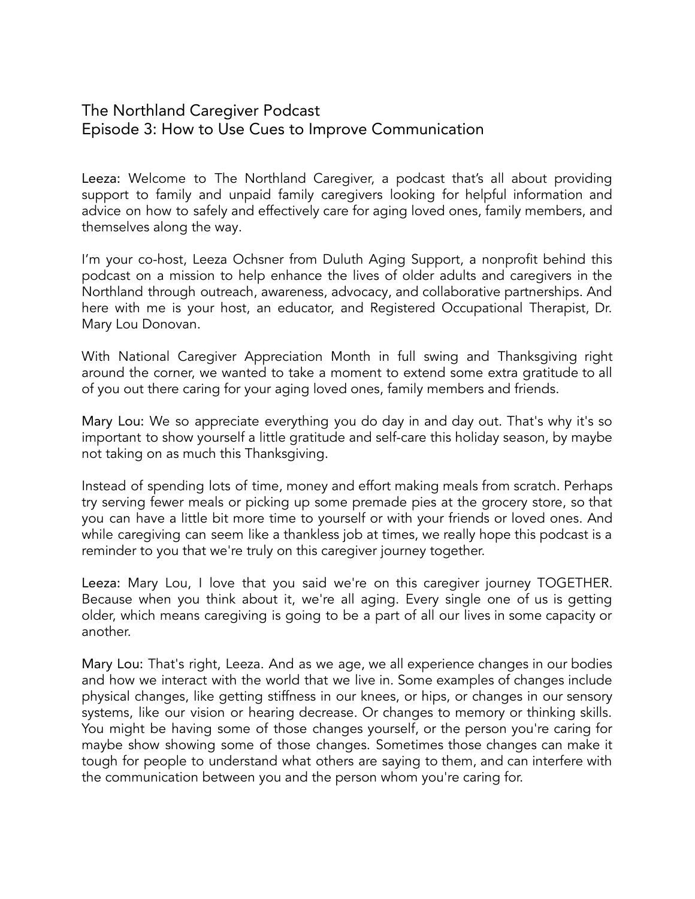# The Northland Caregiver Podcast
## Episode 3: How to Use Cues to Improve Communication

**Leeza:** Welcome to The Northland Caregiver, a podcast that's all about providing support to family and unpaid family caregivers looking for helpful information and advice on how to safely and effectively care for aging loved ones, family members, and themselves along the way.

I'm your co-host, Leeza Ochsner from Duluth Aging Support, a nonprofit behind this podcast on a mission to help enhance the lives of older adults and caregivers in the Northland through outreach, awareness, advocacy, and collaborative partnerships. And here with me is your host, an educator, and Registered Occupational Therapist, Dr. Mary Lou Donovan.

With National Caregiver Appreciation Month in full swing and Thanksgiving right around the corner, we wanted to take a moment to extend some extra gratitude to all of you out there caring for your aging loved ones, family members and friends.

**Mary Lou:** We so appreciate everything you do day in and day out. That's why it's so important to show yourself a little gratitude and self-care this holiday season, by maybe not taking on as much this Thanksgiving.

Instead of spending lots of time, money and effort making meals from scratch. Perhaps try serving fewer meals or picking up some premade pies at the grocery store, so that you can have a little bit more time to yourself or with your friends or loved ones. And while caregiving can seem like a thankless job at times, we really hope this podcast is a reminder to you that we're truly on this caregiver journey together.

**Leeza:** Mary Lou, I love that you said we're on this caregiver journey TOGETHER. Because when you think about it, we're all aging. Every single one of us is getting older, which means caregiving is going to be a part of all our lives in some capacity or another.

**Mary Lou:** That's right, Leeza. And as we age, we all experience changes in our bodies and how we interact with the world that we live in. Some examples of changes include physical changes, like getting stiffness in our knees, or hips, or changes in our sensory systems, like our vision or hearing decrease. Or changes to memory or thinking skills. You might be having some of those changes yourself, or the person you're caring for maybe show showing some of those changes. Sometimes those changes can make it tough for people to understand what others are saying to them, and can interfere with the communication between you and the person whom you're caring for.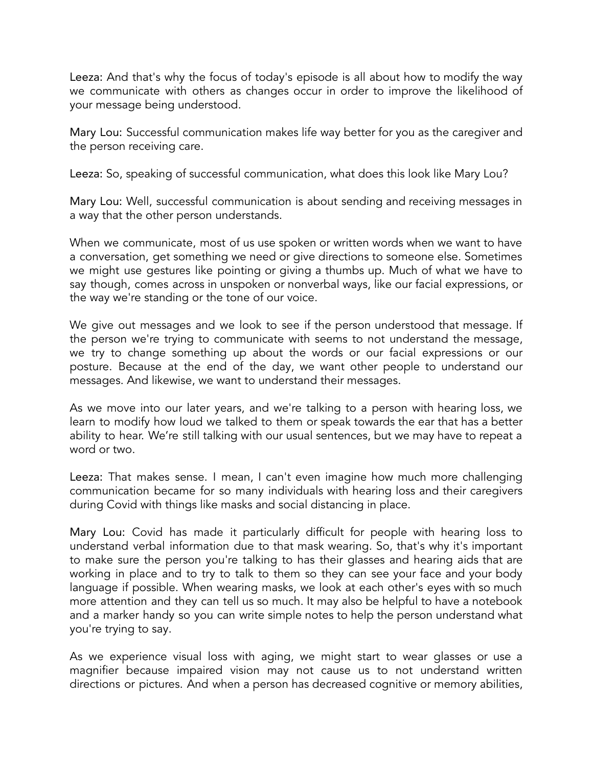**Leeza:** And that's why the focus of today's episode is all about how to modify the way we communicate with others as changes occur in order to improve the likelihood of your message being understood.

**Mary Lou:** Successful communication makes life way better for you as the caregiver and the person receiving care.

**Leeza:** So, speaking of successful communication, what does this look like Mary Lou?

**Mary Lou:** Well, successful communication is about sending and receiving messages in a way that the other person understands.

When we communicate, most of us use spoken or written words when we want to have a conversation, get something we need or give directions to someone else. Sometimes we might use gestures like pointing or giving a thumbs up. Much of what we have to say though, comes across in unspoken or nonverbal ways, like our facial expressions, or the way we're standing or the tone of our voice.

We give out messages and we look to see if the person understood that message. If the person we're trying to communicate with seems to not understand the message, we try to change something up about the words or our facial expressions or our posture. Because at the end of the day, we want other people to understand our messages. And likewise, we want to understand their messages.

As we move into our later years, and we're talking to a person with hearing loss, we learn to modify how loud we talked to them or speak towards the ear that has a better ability to hear. We're still talking with our usual sentences, but we may have to repeat a word or two.

**Leeza:** That makes sense. I mean, I can't even imagine how much more challenging communication became for so many individuals with hearing loss and their caregivers during Covid with things like masks and social distancing in place.

**Mary Lou:** Covid has made it particularly difficult for people with hearing loss to understand verbal information due to that mask wearing. So, that's why it's important to make sure the person you're talking to has their glasses and hearing aids that are working in place and to try to talk to them so they can see your face and your body language if possible. When wearing masks, we look at each other's eyes with so much more attention and they can tell us so much. It may also be helpful to have a notebook and a marker handy so you can write simple notes to help the person understand what you're trying to say.

As we experience visual loss with aging, we might start to wear glasses or use a magnifier because impaired vision may not cause us to not understand written directions or pictures. And when a person has decreased cognitive or memory abilities,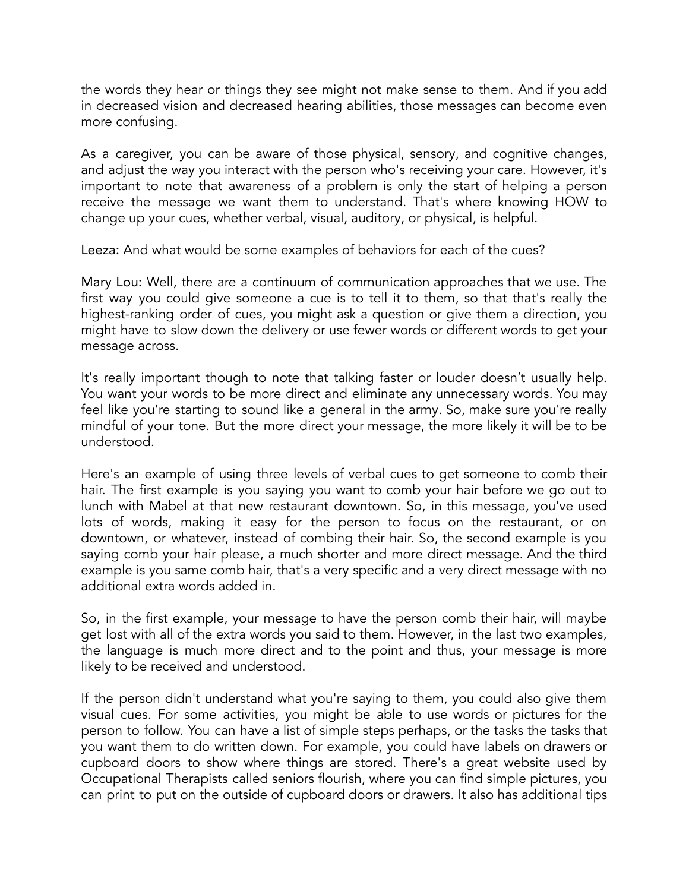the words they hear or things they see might not make sense to them. And if you add in decreased vision and decreased hearing abilities, those messages can become even more confusing.

As a caregiver, you can be aware of those physical, sensory, and cognitive changes, and adjust the way you interact with the person who's receiving your care. However, it's important to note that awareness of a problem is only the start of helping a person receive the message we want them to understand. That's where knowing HOW to change up your cues, whether verbal, visual, auditory, or physical, is helpful.

Leeza: And what would be some examples of behaviors for each of the cues?

Mary Lou: Well, there are a continuum of communication approaches that we use. The first way you could give someone a cue is to tell it to them, so that that's really the highest-ranking order of cues, you might ask a question or give them a direction, you might have to slow down the delivery or use fewer words or different words to get your message across.

It's really important though to note that talking faster or louder doesn't usually help. You want your words to be more direct and eliminate any unnecessary words. You may feel like you're starting to sound like a general in the army. So, make sure you're really mindful of your tone. But the more direct your message, the more likely it will be to be understood.

Here's an example of using three levels of verbal cues to get someone to comb their hair. The first example is you saying you want to comb your hair before we go out to lunch with Mabel at that new restaurant downtown. So, in this message, you've used lots of words, making it easy for the person to focus on the restaurant, or on downtown, or whatever, instead of combing their hair. So, the second example is you saying comb your hair please, a much shorter and more direct message. And the third example is you same comb hair, that's a very specific and a very direct message with no additional extra words added in.

So, in the first example, your message to have the person comb their hair, will maybe get lost with all of the extra words you said to them. However, in the last two examples, the language is much more direct and to the point and thus, your message is more likely to be received and understood.

If the person didn't understand what you're saying to them, you could also give them visual cues. For some activities, you might be able to use words or pictures for the person to follow. You can have a list of simple steps perhaps, or the tasks the tasks that you want them to do written down. For example, you could have labels on drawers or cupboard doors to show where things are stored. There's a great website used by Occupational Therapists called seniors flourish, where you can find simple pictures, you can print to put on the outside of cupboard doors or drawers. It also has additional tips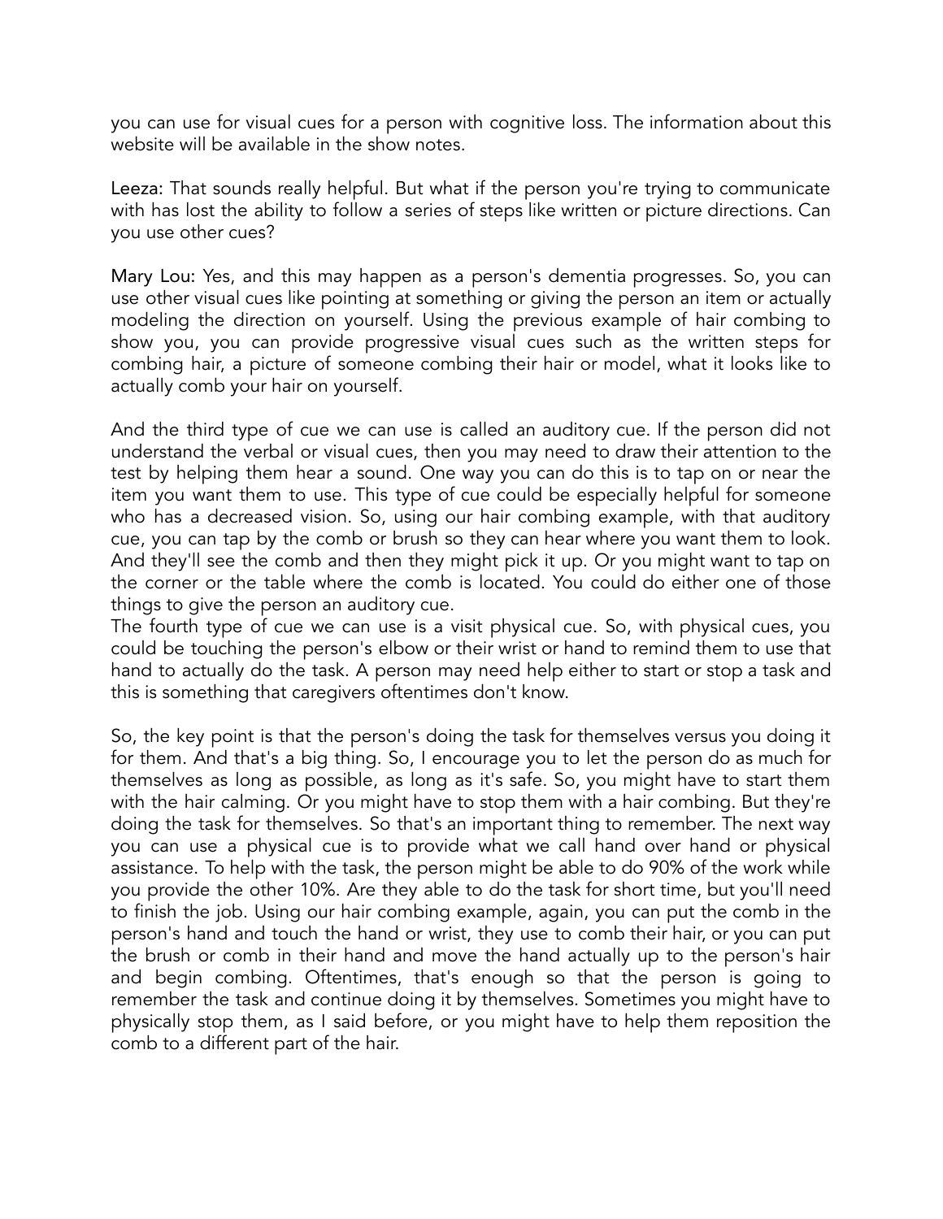you can use for visual cues for a person with cognitive loss. The information about this website will be available in the show notes.

Leeza: That sounds really helpful. But what if the person you're trying to communicate with has lost the ability to follow a series of steps like written or picture directions. Can you use other cues?

Mary Lou: Yes, and this may happen as a person's dementia progresses. So, you can use other visual cues like pointing at something or giving the person an item or actually modeling the direction on yourself. Using the previous example of hair combing to show you, you can provide progressive visual cues such as the written steps for combing hair, a picture of someone combing their hair or model, what it looks like to actually comb your hair on yourself.

And the third type of cue we can use is called an auditory cue. If the person did not understand the verbal or visual cues, then you may need to draw their attention to the test by helping them hear a sound. One way you can do this is to tap on or near the item you want them to use. This type of cue could be especially helpful for someone who has a decreased vision. So, using our hair combing example, with that auditory cue, you can tap by the comb or brush so they can hear where you want them to look. And they'll see the comb and then they might pick it up. Or you might want to tap on the corner or the table where the comb is located. You could do either one of those things to give the person an auditory cue.

The fourth type of cue we can use is a visit physical cue. So, with physical cues, you could be touching the person's elbow or their wrist or hand to remind them to use that hand to actually do the task. A person may need help either to start or stop a task and this is something that caregivers oftentimes don't know.

So, the key point is that the person's doing the task for themselves versus you doing it for them. And that's a big thing. So, I encourage you to let the person do as much for themselves as long as possible, as long as it's safe. So, you might have to start them with the hair calming. Or you might have to stop them with a hair combing. But they're doing the task for themselves. So that's an important thing to remember. The next way you can use a physical cue is to provide what we call hand over hand or physical assistance. To help with the task, the person might be able to do 90% of the work while you provide the other 10%. Are they able to do the task for short time, but you'll need to finish the job. Using our hair combing example, again, you can put the comb in the person's hand and touch the hand or wrist, they use to comb their hair, or you can put the brush or comb in their hand and move the hand actually up to the person's hair and begin combing. Oftentimes, that's enough so that the person is going to remember the task and continue doing it by themselves. Sometimes you might have to physically stop them, as I said before, or you might have to help them reposition the comb to a different part of the hair.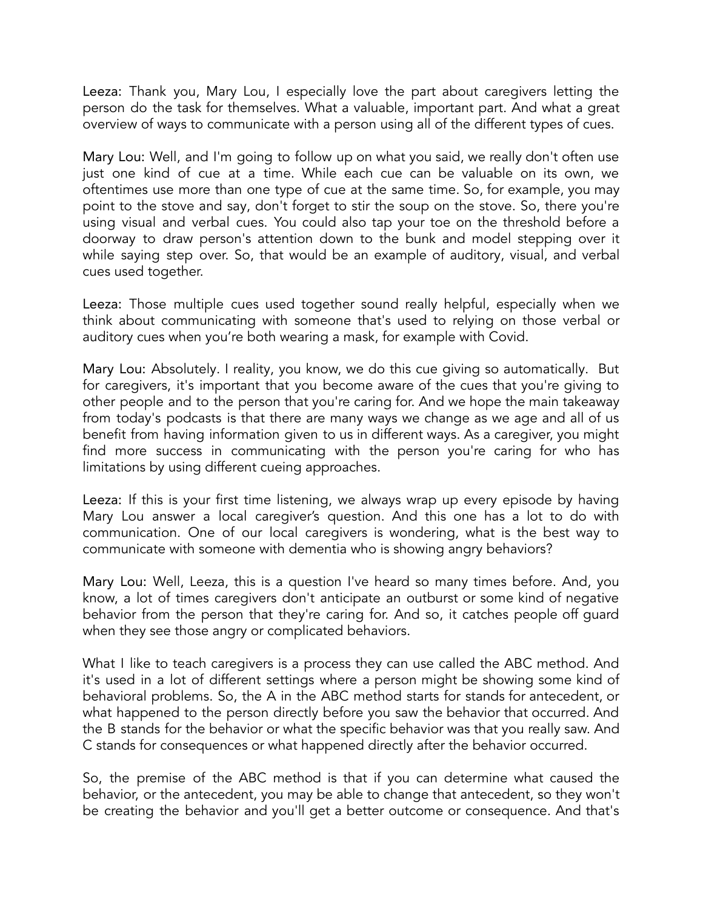**Leeza:** Thank you, Mary Lou, I especially love the part about caregivers letting the person do the task for themselves. What a valuable, important part. And what a great overview of ways to communicate with a person using all of the different types of cues.

**Mary Lou:** Well, and I'm going to follow up on what you said, we really don't often use just one kind of cue at a time. While each cue can be valuable on its own, we oftentimes use more than one type of cue at the same time. So, for example, you may point to the stove and say, don't forget to stir the soup on the stove. So, there you're using visual and verbal cues. You could also tap your toe on the threshold before a doorway to draw person's attention down to the bunk and model stepping over it while saying step over. So, that would be an example of auditory, visual, and verbal cues used together.

**Leeza:** Those multiple cues used together sound really helpful, especially when we think about communicating with someone that's used to relying on those verbal or auditory cues when you're both wearing a mask, for example with Covid.

**Mary Lou:** Absolutely. I reality, you know, we do this cue giving so automatically. But for caregivers, it's important that you become aware of the cues that you're giving to other people and to the person that you're caring for. And we hope the main takeaway from today's podcasts is that there are many ways we change as we age and all of us benefit from having information given to us in different ways. As a caregiver, you might find more success in communicating with the person you're caring for who has limitations by using different cueing approaches.

**Leeza:** If this is your first time listening, we always wrap up every episode by having Mary Lou answer a local caregiver's question. And this one has a lot to do with communication. One of our local caregivers is wondering, what is the best way to communicate with someone with dementia who is showing angry behaviors?

**Mary Lou:** Well, Leeza, this is a question I've heard so many times before. And, you know, a lot of times caregivers don't anticipate an outburst or some kind of negative behavior from the person that they're caring for. And so, it catches people off guard when they see those angry or complicated behaviors.

What I like to teach caregivers is a process they can use called the ABC method. And it's used in a lot of different settings where a person might be showing some kind of behavioral problems. So, the A in the ABC method starts for stands for antecedent, or what happened to the person directly before you saw the behavior that occurred. And the B stands for the behavior or what the specific behavior was that you really saw. And C stands for consequences or what happened directly after the behavior occurred.

So, the premise of the ABC method is that if you can determine what caused the behavior, or the antecedent, you may be able to change that antecedent, so they won't be creating the behavior and you'll get a better outcome or consequence. And that's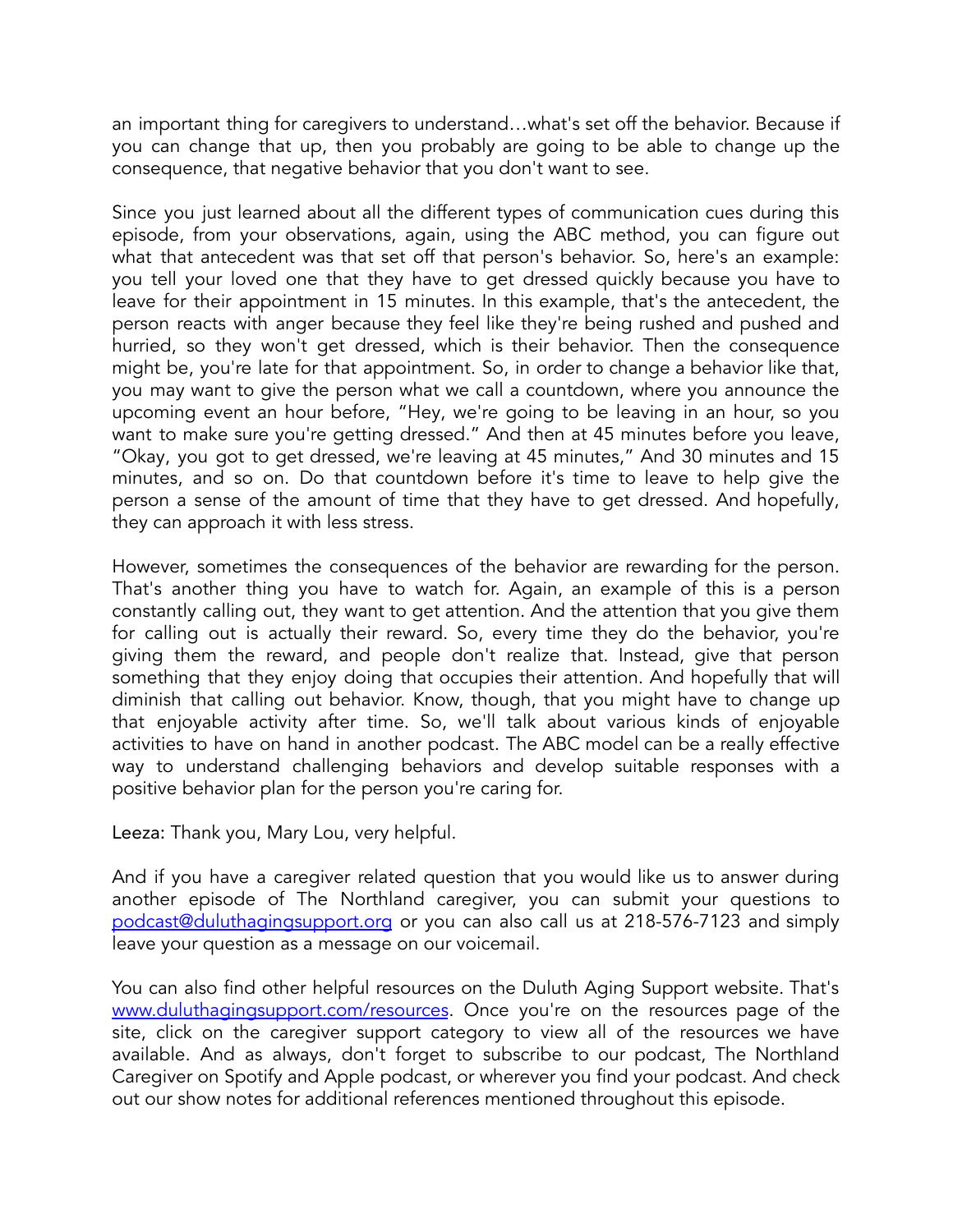an important thing for caregivers to understand…what's set off the behavior. Because if you can change that up, then you probably are going to be able to change up the consequence, that negative behavior that you don't want to see.

Since you just learned about all the different types of communication cues during this episode, from your observations, again, using the ABC method, you can figure out what that antecedent was that set off that person's behavior. So, here's an example: you tell your loved one that they have to get dressed quickly because you have to leave for their appointment in 15 minutes. In this example, that's the antecedent, the person reacts with anger because they feel like they're being rushed and pushed and hurried, so they won't get dressed, which is their behavior. Then the consequence might be, you're late for that appointment. So, in order to change a behavior like that, you may want to give the person what we call a countdown, where you announce the upcoming event an hour before, "Hey, we're going to be leaving in an hour, so you want to make sure you're getting dressed." And then at 45 minutes before you leave, "Okay, you got to get dressed, we're leaving at 45 minutes," And 30 minutes and 15 minutes, and so on. Do that countdown before it's time to leave to help give the person a sense of the amount of time that they have to get dressed. And hopefully, they can approach it with less stress.

However, sometimes the consequences of the behavior are rewarding for the person. That's another thing you have to watch for. Again, an example of this is a person constantly calling out, they want to get attention. And the attention that you give them for calling out is actually their reward. So, every time they do the behavior, you're giving them the reward, and people don't realize that. Instead, give that person something that they enjoy doing that occupies their attention. And hopefully that will diminish that calling out behavior. Know, though, that you might have to change up that enjoyable activity after time. So, we'll talk about various kinds of enjoyable activities to have on hand in another podcast. The ABC model can be a really effective way to understand challenging behaviors and develop suitable responses with a positive behavior plan for the person you're caring for.

Leeza: Thank you, Mary Lou, very helpful.

And if you have a caregiver related question that you would like us to answer during another episode of The Northland caregiver, you can submit your questions to [podcast@duluthagingsupport.org](mailto:podcast@duluthagingsupport.org) or you can also call us at 218-576-7123 and simply leave your question as a message on our voicemail.

You can also find other helpful resources on the Duluth Aging Support website. That's [www.duluthagingsupport.com/resources](http://www.duluthagingsupport.com/resources). Once you're on the resources page of the site, click on the caregiver support category to view all of the resources we have available. And as always, don't forget to subscribe to our podcast, The Northland Caregiver on Spotify and Apple podcast, or wherever you find your podcast. And check out our show notes for additional references mentioned throughout this episode.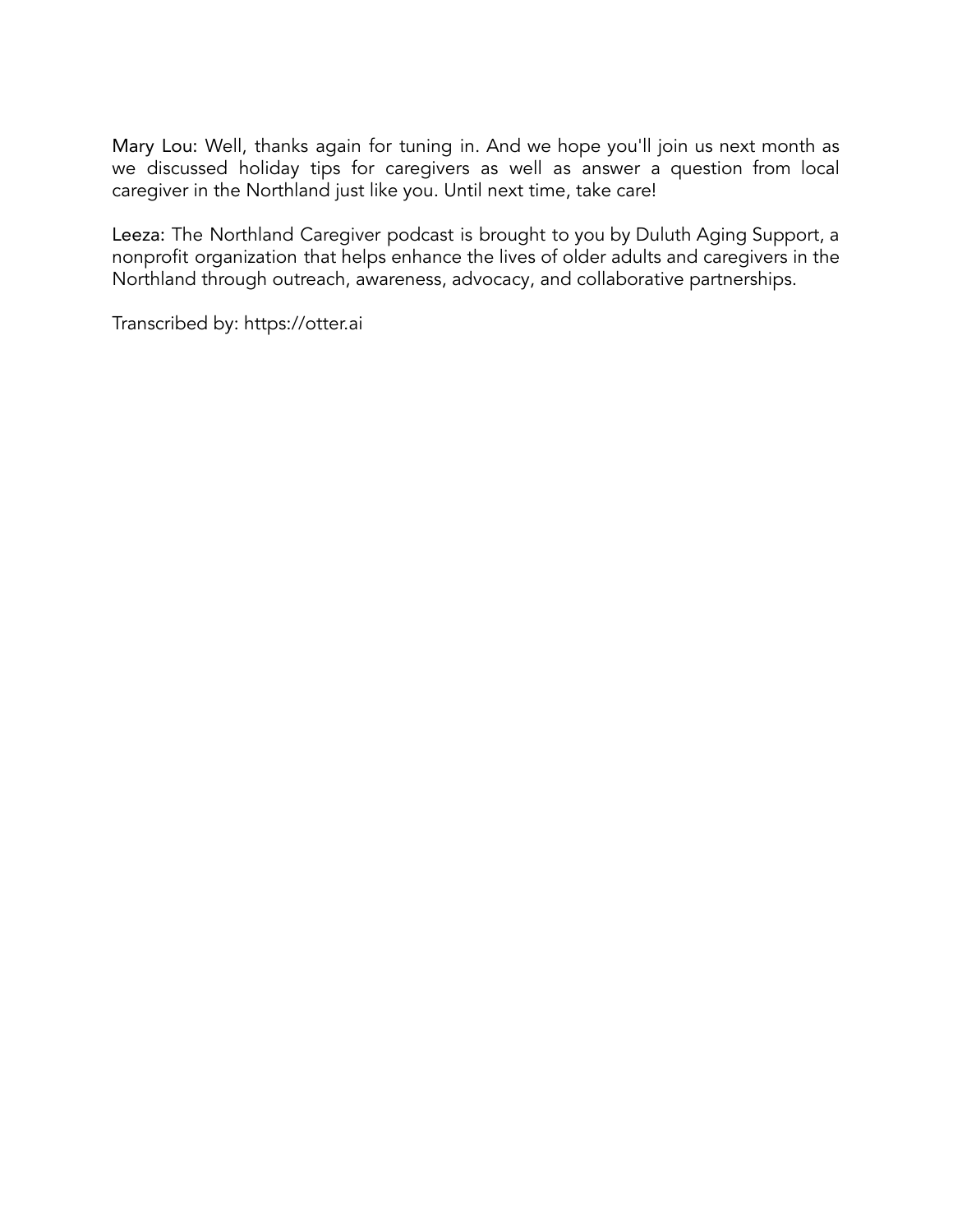Mary Lou: Well, thanks again for tuning in. And we hope you'll join us next month as we discussed holiday tips for caregivers as well as answer a question from local caregiver in the Northland just like you. Until next time, take care!

Leeza: The Northland Caregiver podcast is brought to you by Duluth Aging Support, a nonprofit organization that helps enhance the lives of older adults and caregivers in the Northland through outreach, awareness, advocacy, and collaborative partnerships.

Transcribed by: https://otter.ai